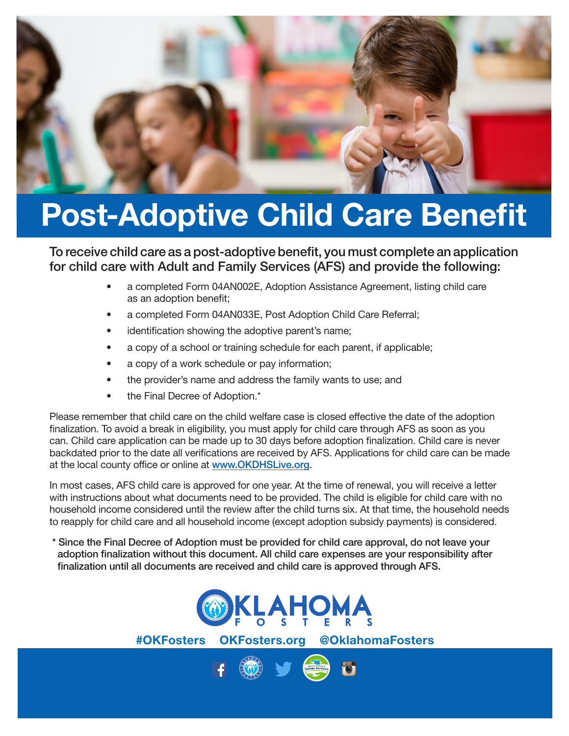# Post-Adoptive Child Care Benefit

**To receive child care as a post-adoptive benefit, you must complete an application for child care with Adult and Family Services (AFS) and provide the following:**

- a completed Form 04AN002E, Adoption Assistance Agreement, listing child care as an adoption benefit;
- a completed Form 04AN033E, Post Adoption Child Care Referral;
- identification showing the adoptive parent's name;
- a copy of a school or training schedule for each parent, if applicable;
- a copy of a work schedule or pay information;
- the provider's name and address the family wants to use; and
- the Final Decree of Adoption.*

Please remember that child care on the child welfare case is closed effective the date of the adoption finalization. To avoid a break in eligibility, you must apply for child care through AFS as soon as you can. Child care application can be made up to 30 days before adoption finalization. Child care is never backdated prior to the date all verifications are received by AFS. Applications for child care can be made at the local county office or online at www.OKDHSLive.org.

In most cases, AFS child care is approved for one year. At the time of renewal, you will receive a letter with instructions about what documents need to be provided. The child is eligible for child care with no household income considered until the review after the child turns six. At that time, the household needs to reapply for child care and all household income (except adoption subsidy payments) is considered.

**\* Since the Final Decree of Adoption must be provided for child care approval, do not leave your adoption finalization without this document. All child care expenses are your responsibility after finalization until all documents are received and child care is approved through AFS.**

OKLAHOMA FOSTERS

#OKFosters OKFosters.org @OklahomaFosters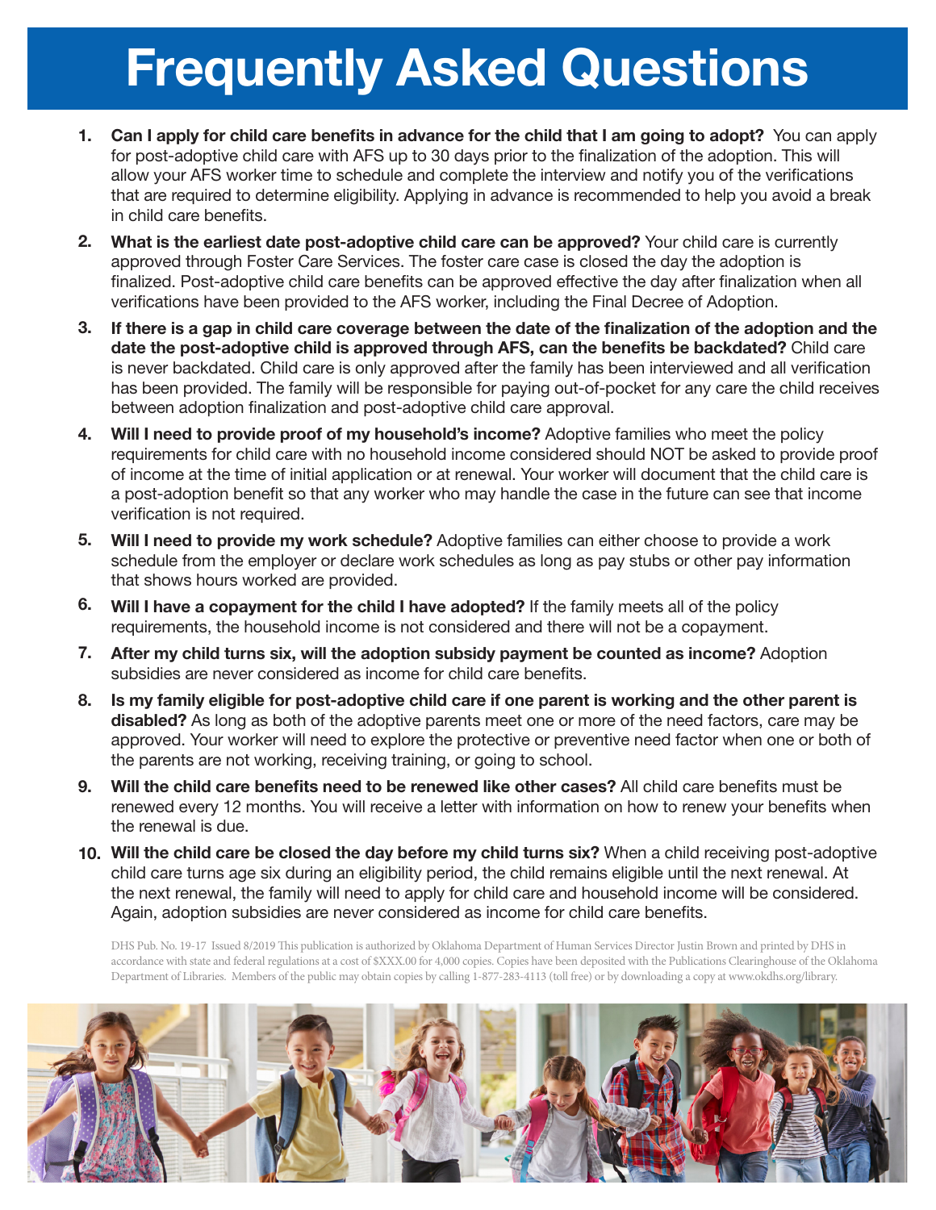# Frequently Asked Questions

1. **Can I apply for child care benefits in advance for the child that I am going to adopt?** You can apply for post-adoptive child care with AFS up to 30 days prior to the finalization of the adoption. This will allow your AFS worker time to schedule and complete the interview and notify you of the verifications that are required to determine eligibility. Applying in advance is recommended to help you avoid a break in child care benefits.

2. **What is the earliest date post-adoptive child care can be approved?** Your child care is currently approved through Foster Care Services. The foster care case is closed the day the adoption is finalized. Post-adoptive child care benefits can be approved effective the day after finalization when all verifications have been provided to the AFS worker, including the Final Decree of Adoption.

3. **If there is a gap in child care coverage between the date of the finalization of the adoption and the date the post-adoptive child is approved through AFS, can the benefits be backdated?** Child care is never backdated. Child care is only approved after the family has been interviewed and all verification has been provided. The family will be responsible for paying out-of-pocket for any care the child receives between adoption finalization and post-adoptive child care approval.

4. **Will I need to provide proof of my household's income?** Adoptive families who meet the policy requirements for child care with no household income considered should NOT be asked to provide proof of income at the time of initial application or at renewal. Your worker will document that the child care is a post-adoption benefit so that any worker who may handle the case in the future can see that income verification is not required.

5. **Will I need to provide my work schedule?** Adoptive families can either choose to provide a work schedule from the employer or declare work schedules as long as pay stubs or other pay information that shows hours worked are provided.

6. **Will I have a copayment for the child I have adopted?** If the family meets all of the policy requirements, the household income is not considered and there will not be a copayment.

7. **After my child turns six, will the adoption subsidy payment be counted as income?** Adoption subsidies are never considered as income for child care benefits.

8. **Is my family eligible for post-adoptive child care if one parent is working and the other parent is disabled?** As long as both of the adoptive parents meet one or more of the need factors, care may be approved. Your worker will need to explore the protective or preventive need factor when one or both of the parents are not working, receiving training, or going to school.

9. **Will the child care benefits need to be renewed like other cases?** All child care benefits must be renewed every 12 months. You will receive a letter with information on how to renew your benefits when the renewal is due.

10. **Will the child care be closed the day before my child turns six?** When a child receiving post-adoptive child care turns age six during an eligibility period, the child remains eligible until the next renewal. At the next renewal, the family will need to apply for child care and household income will be considered. Again, adoption subsidies are never considered as income for child care benefits.

DHS Pub. No. 19-17 Issued 8/2019 This publication is authorized by Oklahoma Department of Human Services Director Justin Brown and printed by DHS in accordance with state and federal regulations at a cost of $XXX.00 for 4,000 copies. Copies have been deposited with the Publications Clearinghouse of the Oklahoma Department of Libraries. Members of the public may obtain copies by calling 1-877-283-4113 (toll free) or by downloading a copy at www.okdhs.org/library.